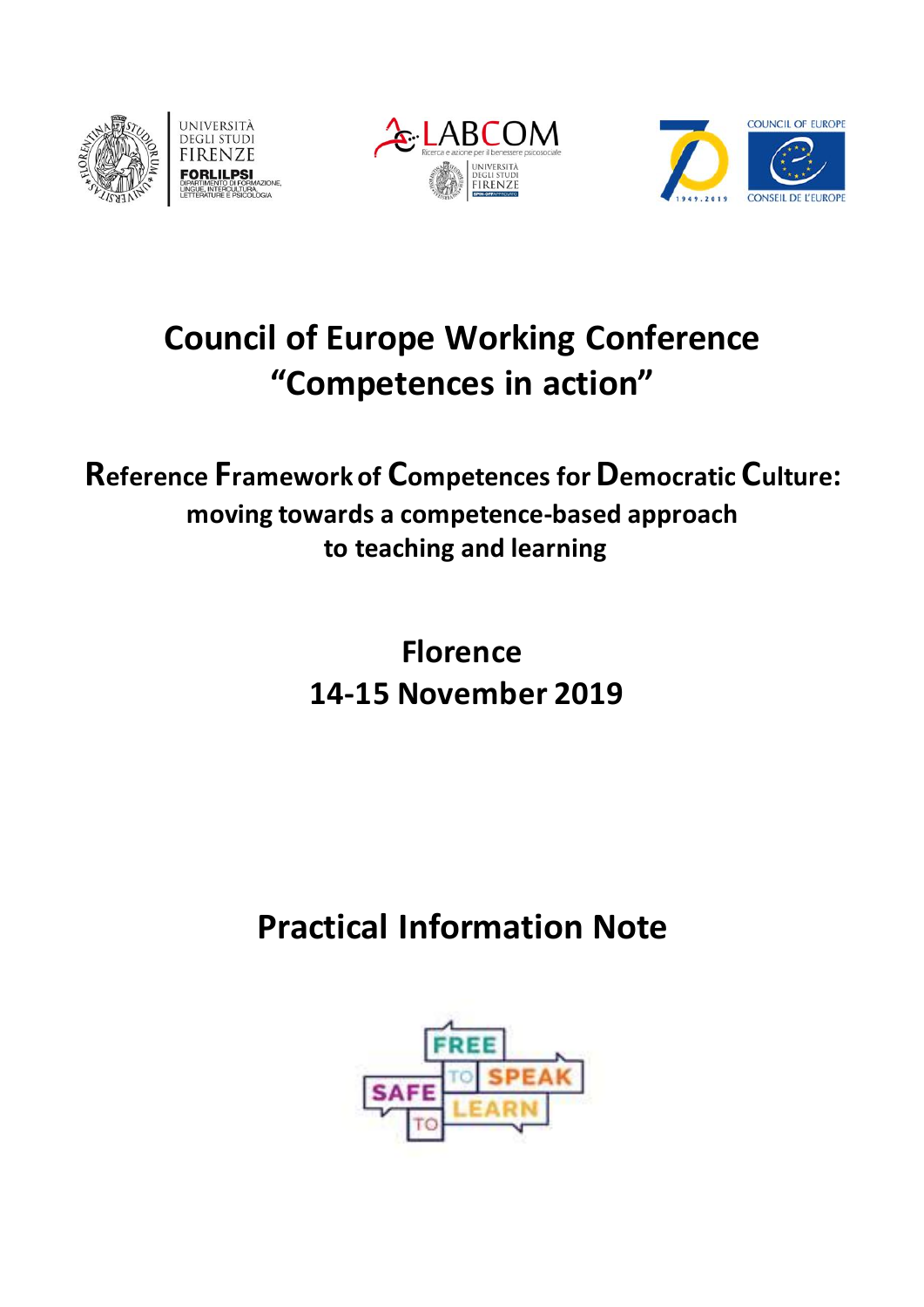# Council of Europe Working Conference "Competences in action"

## Reference Framework of Competences for Democratic Culture: moving towards a competence-based approach to teaching and learning

## Florence
## 14-15 November 2019

# Practical Information Note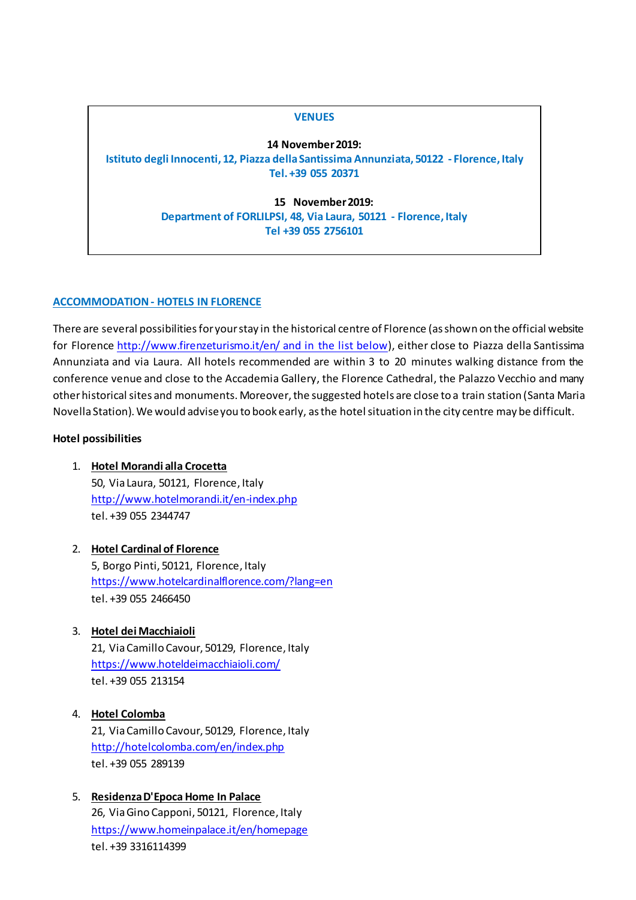**VENUES**

**14 November 2019:**
**Istituto degli Innocenti, 12, Piazza della Santissima Annunziata, 50122 - Florence, Italy**
**Tel. +39 055 20371**

**15 November 2019:**
**Department of FORLILPSI, 48, Via Laura, 50121 - Florence, Italy**
**Tel +39 055 2756101**

## ACCOMMODATION - HOTELS IN FLORENCE

There are several possibilities for your stay in the historical centre of Florence (as shown on the official website for Florence http://www.firenzeturismo.it/en/ and in the list below), either close to Piazza della Santissima Annunziata and via Laura. All hotels recommended are within 3 to 20 minutes walking distance from the conference venue and close to the Accademia Gallery, the Florence Cathedral, the Palazzo Vecchio and many other historical sites and monuments. Moreover, the suggested hotels are close to a train station (Santa Maria Novella Station). We would advise you to book early, as the hotel situation in the city centre may be difficult.

**Hotel possibilities**

1. **Hotel Morandi alla Crocetta**
   50, Via Laura, 50121, Florence, Italy
   http://www.hotelmorandi.it/en-index.php
   tel. +39 055 2344747

2. **Hotel Cardinal of Florence**
   5, Borgo Pinti, 50121, Florence, Italy
   https://www.hotelcardinalflorence.com/?lang=en
   tel. +39 055 2466450

3. **Hotel dei Macchiaioli**
   21, Via Camillo Cavour, 50129, Florence, Italy
   https://www.hoteldeimacchiaioli.com/
   tel. +39 055 213154

4. **Hotel Colomba**
   21, Via Camillo Cavour, 50129, Florence, Italy
   http://hotelcolomba.com/en/index.php
   tel. +39 055 289139

5. **Residenza D'Epoca Home In Palace**
   26, Via Gino Capponi, 50121, Florence, Italy
   https://www.homeinpalace.it/en/homepage
   tel. +39 3316114399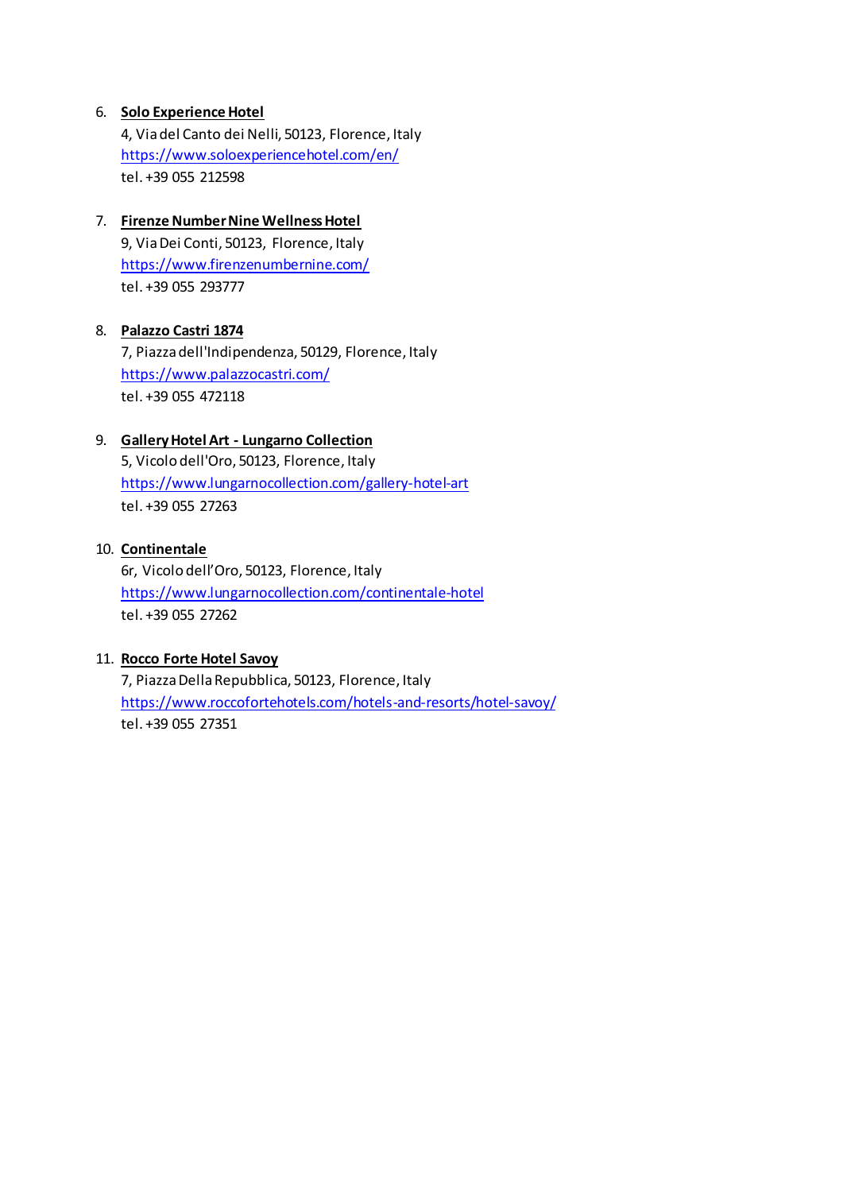6. **Solo Experience Hotel**
   4, Via del Canto dei Nelli, 50123, Florence, Italy
   https://www.soloexperiencehotel.com/en/
   tel. +39 055 212598

7. **Firenze Number Nine Wellness Hotel**
   9, Via Dei Conti, 50123, Florence, Italy
   https://www.firenzenumbernine.com/
   tel. +39 055 293777

8. **Palazzo Castri 1874**
   7, Piazza dell'Indipendenza, 50129, Florence, Italy
   https://www.palazzocastri.com/
   tel. +39 055 472118

9. **Gallery Hotel Art - Lungarno Collection**
   5, Vicolo dell'Oro, 50123, Florence, Italy
   https://www.lungarnocollection.com/gallery-hotel-art
   tel. +39 055 27263

10. **Continentale**
    6r, Vicolo dell'Oro, 50123, Florence, Italy
    https://www.lungarnocollection.com/continentale-hotel
    tel. +39 055 27262

11. **Rocco Forte Hotel Savoy**
    7, Piazza Della Repubblica, 50123, Florence, Italy
    https://www.roccofortehotels.com/hotels-and-resorts/hotel-savoy/
    tel. +39 055 27351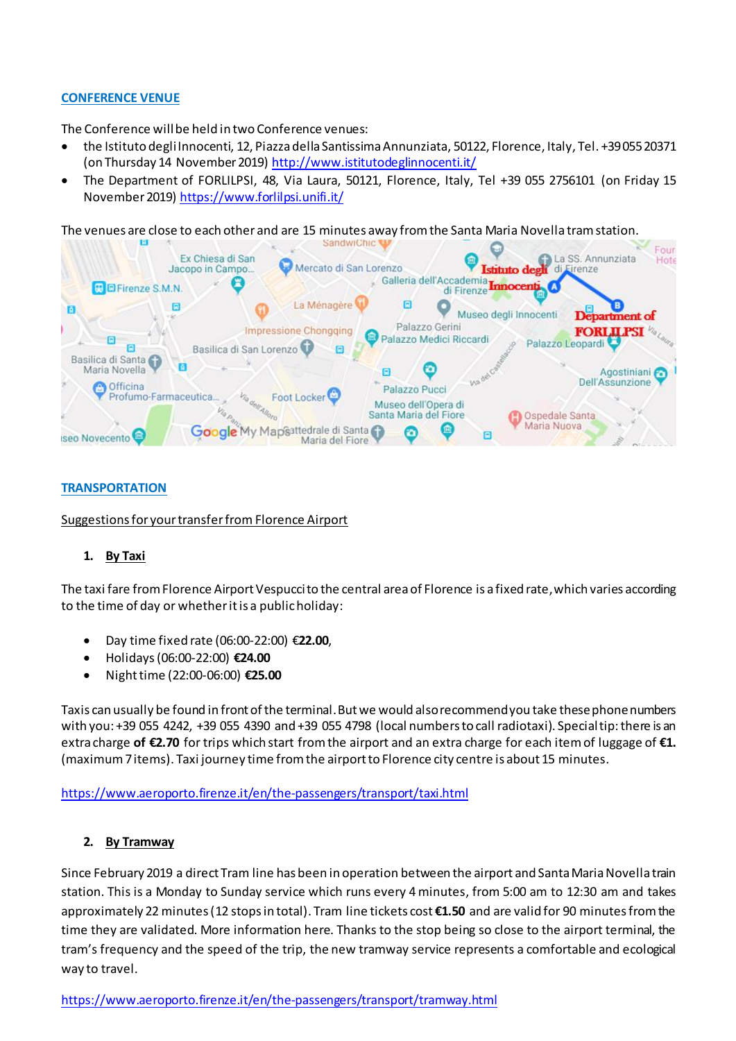## CONFERENCE VENUE

The Conference will be held in two Conference venues:

- the Istituto degli Innocenti, 12, Piazza della Santissima Annunziata, 50122, Florence, Italy, Tel. +39 055 20371 (on Thursday 14 November 2019) http://www.istitutodeglinnocenti.it/
- The Department of FORLILPSI, 48, Via Laura, 50121, Florence, Italy, Tel +39 055 2756101 (on Friday 15 November 2019) https://www.forlilpsi.unifi.it/

The venues are close to each other and are 15 minutes away from the Santa Maria Novella tram station.

## TRANSPORTATION

Suggestions for your transfer from Florence Airport

1. **By Taxi**

The taxi fare from Florence Airport Vespucci to the central area of Florence is a fixed rate, which varies according to the time of day or whether it is a public holiday:

- Day time fixed rate (06:00-22:00) **€22.00**,
- Holidays (06:00-22:00) **€24.00**
- Night time (22:00-06:00) **€25.00**

Taxis can usually be found in front of the terminal. But we would also recommend you take these phone numbers with you: +39 055 4242, +39 055 4390 and +39 055 4798 (local numbers to call radiotaxi). Special tip: there is an extra charge **of €2.70** for trips which start from the airport and an extra charge for each item of luggage of **€1.** (maximum 7 items). Taxi journey time from the airport to Florence city centre is about 15 minutes.

https://www.aeroporto.firenze.it/en/the-passengers/transport/taxi.html

2. **By Tramway**

Since February 2019 a direct Tram line has been in operation between the airport and Santa Maria Novella train station. This is a Monday to Sunday service which runs every 4 minutes, from 5:00 am to 12:30 am and takes approximately 22 minutes (12 stops in total). Tram line tickets cost **€1.50** and are valid for 90 minutes from the time they are validated. More information here. Thanks to the stop being so close to the airport terminal, the tram's frequency and the speed of the trip, the new tramway service represents a comfortable and ecological way to travel.

https://www.aeroporto.firenze.it/en/the-passengers/transport/tramway.html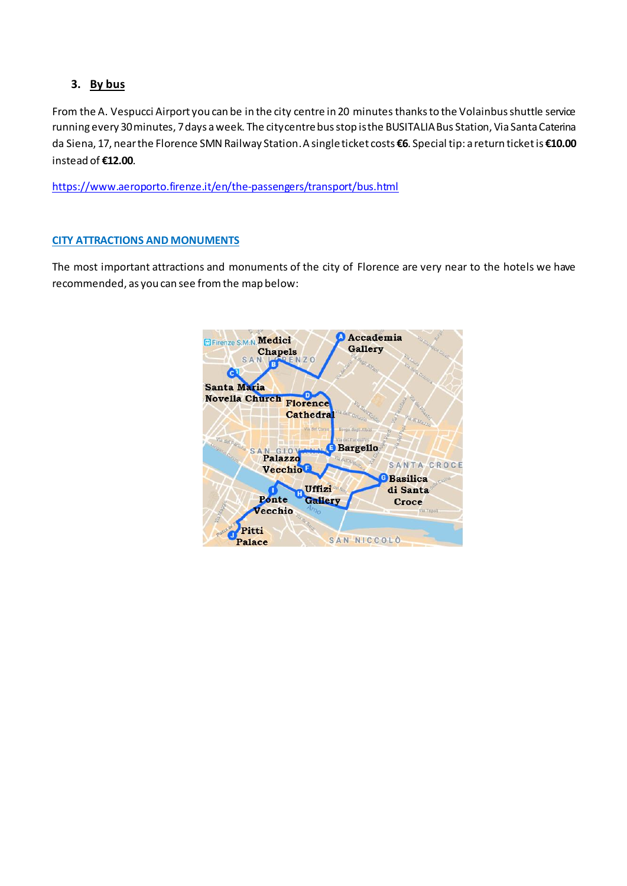## 3. By bus

From the A. Vespucci Airport you can be in the city centre in 20 minutes thanks to the Volainbus shuttle service running every 30 minutes, 7 days a week. The city centre bus stop is the BUSITALIA Bus Station, Via Santa Caterina da Siena, 17, near the Florence SMN Railway Station. A single ticket costs **€6**. Special tip: a return ticket is **€10.00** instead of **€12.00**.

https://www.aeroporto.firenze.it/en/the-passengers/transport/bus.html

## CITY ATTRACTIONS AND MONUMENTS

The most important attractions and monuments of the city of Florence are very near to the hotels we have recommended, as you can see from the map below: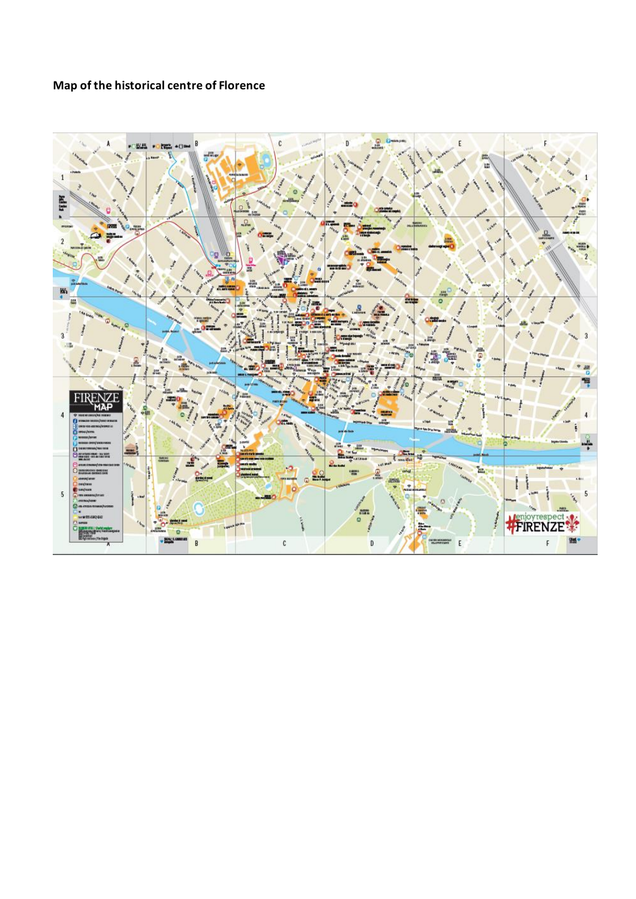**Map of the historical centre of Florence**